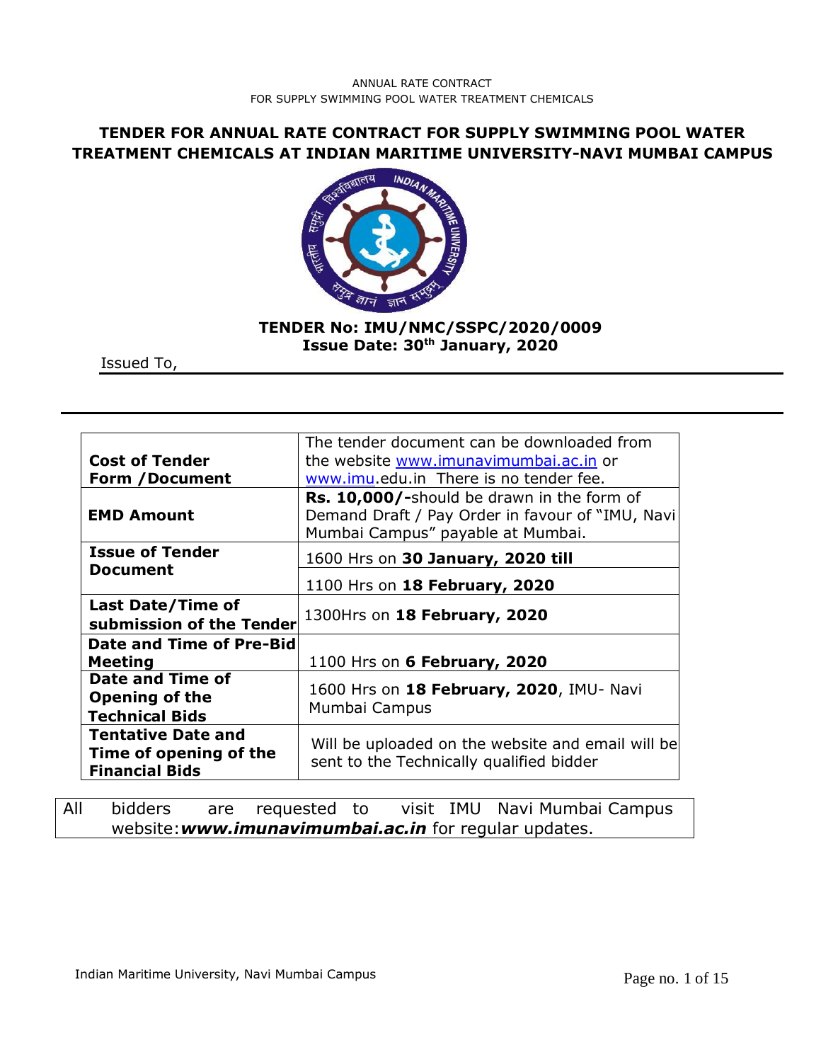ANNUAL RATE CONTRACT
FOR SUPPLY SWIMMING POOL WATER TREATMENT CHEMICALS

# TENDER FOR ANNUAL RATE CONTRACT FOR SUPPLY SWIMMING POOL WATER TREATMENT CHEMICALS AT INDIAN MARITIME UNIVERSITY-NAVI MUMBAI CAMPUS

**TENDER No: IMU/NMC/SSPC/2020/0009**
**Issue Date: 30th January, 2020**

Issued To,

| | |
|---|---|
| **Cost of Tender Form /Document** | The tender document can be downloaded from the website www.imunavimumbai.ac.in or www.imu.edu.in There is no tender fee. |
| **EMD Amount** | **Rs. 10,000/-**should be drawn in the form of Demand Draft / Pay Order in favour of "IMU, Navi Mumbai Campus" payable at Mumbai. |
| **Issue of Tender Document** | 1600 Hrs on **30 January, 2020 till** 1100 Hrs on **18 February, 2020** |
| **Last Date/Time of submission of the Tender** | 1300Hrs on **18 February, 2020** |
| **Date and Time of Pre-Bid Meeting** | 1100 Hrs on **6 February, 2020** |
| **Date and Time of Opening of the Technical Bids** | 1600 Hrs on **18 February, 2020**, IMU- Navi Mumbai Campus |
| **Tentative Date and Time of opening of the Financial Bids** | Will be uploaded on the website and email will be sent to the Technically qualified bidder |

All bidders are requested to visit IMU Navi Mumbai Campus website:***www.imunavimumbai.ac.in*** for regular updates.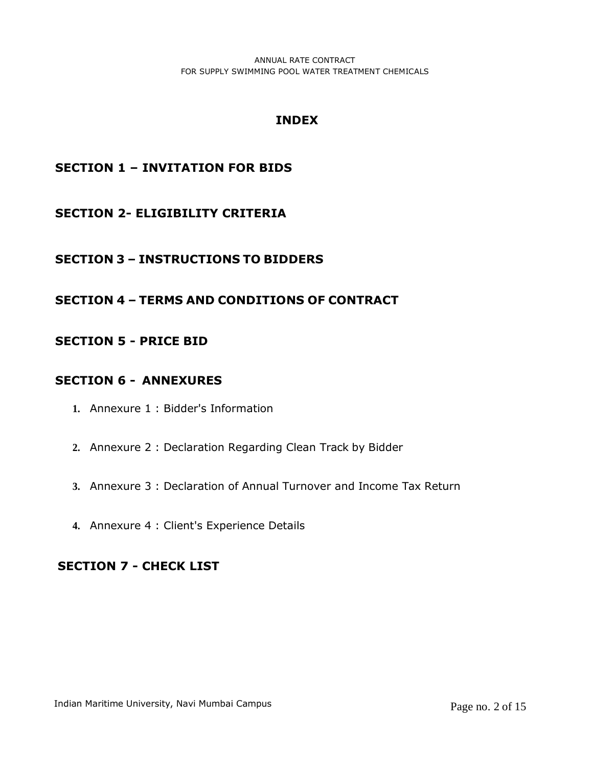# INDEX

## SECTION 1 – INVITATION FOR BIDS

## SECTION 2- ELIGIBILITY CRITERIA

## SECTION 3 – INSTRUCTIONS TO BIDDERS

## SECTION 4 – TERMS AND CONDITIONS OF CONTRACT

## SECTION 5 - PRICE BID

## SECTION 6 - ANNEXURES

1. Annexure 1 : Bidder's Information
2. Annexure 2 : Declaration Regarding Clean Track by Bidder
3. Annexure 3 : Declaration of Annual Turnover and Income Tax Return
4. Annexure 4 : Client's Experience Details

## SECTION 7 - CHECK LIST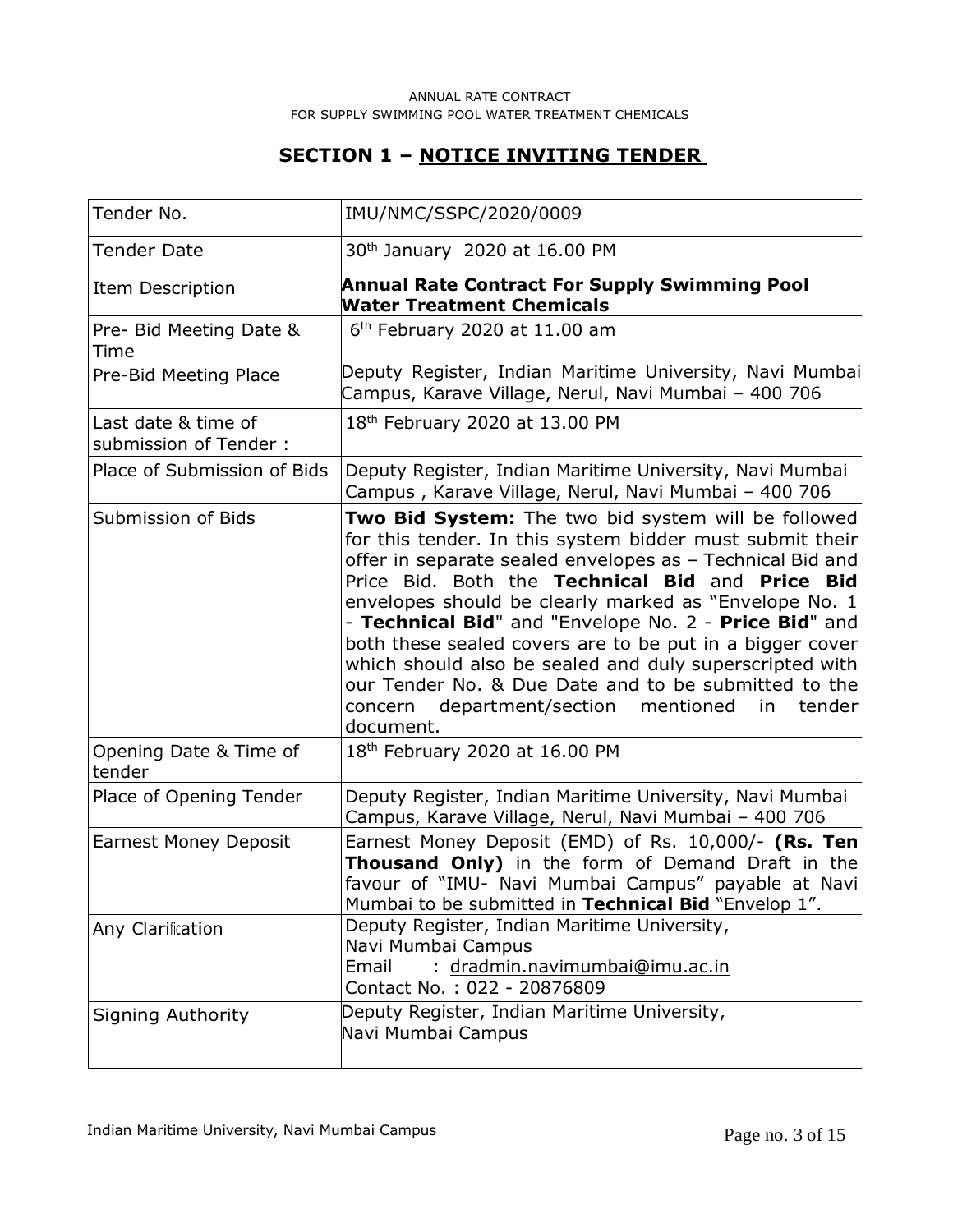ANNUAL RATE CONTRACT
FOR SUPPLY SWIMMING POOL WATER TREATMENT CHEMICALS

# SECTION 1 – NOTICE INVITING TENDER

| | |
|---|---|
| Tender No. | IMU/NMC/SSPC/2020/0009 |
| Tender Date | 30th January 2020 at 16.00 PM |
| Item Description | **Annual Rate Contract For Supply Swimming Pool Water Treatment Chemicals** |
| Pre- Bid Meeting Date & Time | 6th February 2020 at 11.00 am |
| Pre-Bid Meeting Place | Deputy Register, Indian Maritime University, Navi Mumbai Campus, Karave Village, Nerul, Navi Mumbai – 400 706 |
| Last date & time of submission of Tender : | 18th February 2020 at 13.00 PM |
| Place of Submission of Bids | Deputy Register, Indian Maritime University, Navi Mumbai Campus , Karave Village, Nerul, Navi Mumbai – 400 706 |
| Submission of Bids | **Two Bid System:** The two bid system will be followed for this tender. In this system bidder must submit their offer in separate sealed envelopes as – Technical Bid and Price Bid. Both the **Technical Bid** and **Price Bid** envelopes should be clearly marked as "Envelope No. 1 - **Technical Bid**" and "Envelope No. 2 - **Price Bid**" and both these sealed covers are to be put in a bigger cover which should also be sealed and duly superscripted with our Tender No. & Due Date and to be submitted to the concern department/section mentioned in tender document. |
| Opening Date & Time of tender | 18th February 2020 at 16.00 PM |
| Place of Opening Tender | Deputy Register, Indian Maritime University, Navi Mumbai Campus, Karave Village, Nerul, Navi Mumbai – 400 706 |
| Earnest Money Deposit | Earnest Money Deposit (EMD) of Rs. 10,000/- **(Rs. Ten Thousand Only)** in the form of Demand Draft in the favour of "IMU- Navi Mumbai Campus" payable at Navi Mumbai to be submitted in **Technical Bid** "Envelop 1". |
| Any Clarification | Deputy Register, Indian Maritime University, Navi Mumbai Campus<br>Email : dradmin.navimumbai@imu.ac.in<br>Contact No. : 022 - 20876809 |
| Signing Authority | Deputy Register, Indian Maritime University, Navi Mumbai Campus |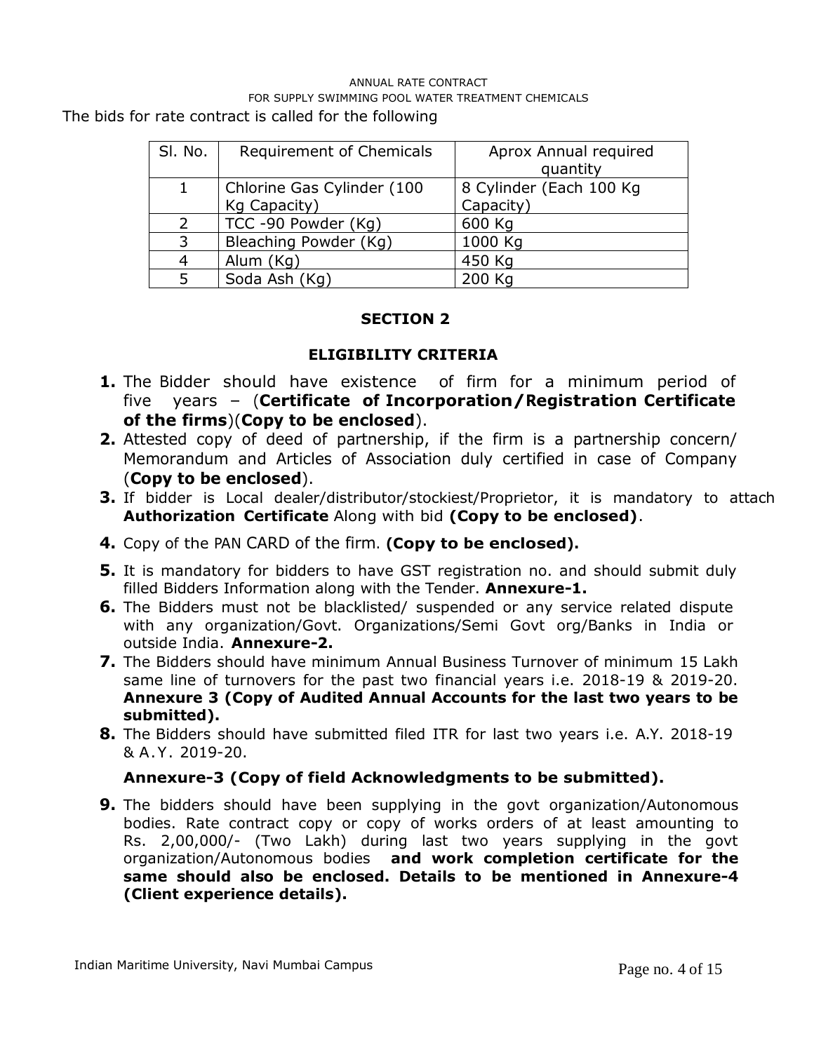ANNUAL RATE CONTRACT
FOR SUPPLY SWIMMING POOL WATER TREATMENT CHEMICALS

The bids for rate contract is called for the following

| Sl. No. | Requirement of Chemicals | Aprox Annual required quantity |
|---|---|---|
| 1 | Chlorine Gas Cylinder (100 Kg Capacity) | 8 Cylinder (Each 100 Kg Capacity) |
| 2 | TCC -90 Powder (Kg) | 600 Kg |
| 3 | Bleaching Powder (Kg) | 1000 Kg |
| 4 | Alum (Kg) | 450 Kg |
| 5 | Soda Ash (Kg) | 200 Kg |

## SECTION 2

## ELIGIBILITY CRITERIA

1. The Bidder should have existence of firm for a minimum period of five years – (**Certificate of Incorporation/Registration Certificate of the firms**)(**Copy to be enclosed**).
2. Attested copy of deed of partnership, if the firm is a partnership concern/ Memorandum and Articles of Association duly certified in case of Company (**Copy to be enclosed**).
3. If bidder is Local dealer/distributor/stockiest/Proprietor, it is mandatory to attach **Authorization Certificate** Along with bid **(Copy to be enclosed)**.
4. Copy of the PAN CARD of the firm. **(Copy to be enclosed).**
5. It is mandatory for bidders to have GST registration no. and should submit duly filled Bidders Information along with the Tender. **Annexure-1.**
6. The Bidders must not be blacklisted/ suspended or any service related dispute with any organization/Govt. Organizations/Semi Govt org/Banks in India or outside India. **Annexure-2.**
7. The Bidders should have minimum Annual Business Turnover of minimum 15 Lakh same line of turnovers for the past two financial years i.e. 2018-19 & 2019-20. **Annexure 3 (Copy of Audited Annual Accounts for the last two years to be submitted).**
8. The Bidders should have submitted filed ITR for last two years i.e. A.Y. 2018-19 & A.Y. 2019-20.

   **Annexure-3 (Copy of field Acknowledgments to be submitted).**
9. The bidders should have been supplying in the govt organization/Autonomous bodies. Rate contract copy or copy of works orders of at least amounting to Rs. 2,00,000/- (Two Lakh) during last two years supplying in the govt organization/Autonomous bodies **and work completion certificate for the same should also be enclosed. Details to be mentioned in Annexure-4 (Client experience details).**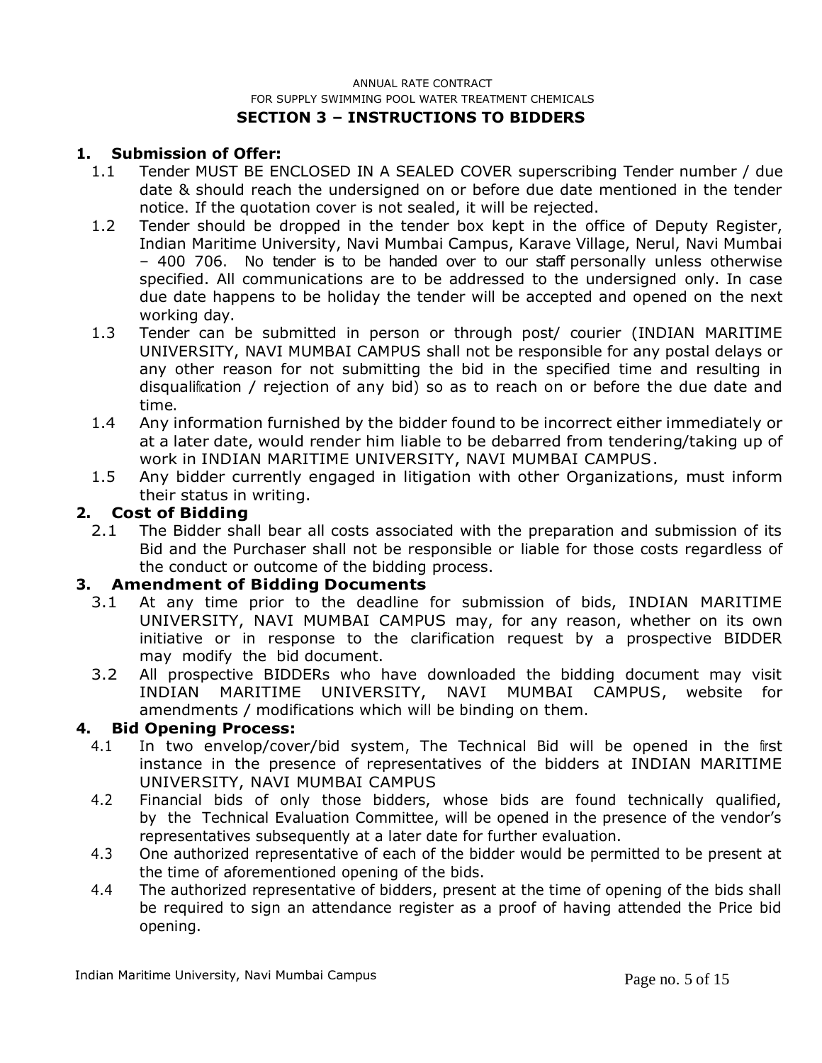ANNUAL RATE CONTRACT

FOR SUPPLY SWIMMING POOL WATER TREATMENT CHEMICALS

## SECTION 3 – INSTRUCTIONS TO BIDDERS

### 1. Submission of Offer:

1.1 Tender MUST BE ENCLOSED IN A SEALED COVER superscribing Tender number / due date & should reach the undersigned on or before due date mentioned in the tender notice. If the quotation cover is not sealed, it will be rejected.

1.2 Tender should be dropped in the tender box kept in the office of Deputy Register, Indian Maritime University, Navi Mumbai Campus, Karave Village, Nerul, Navi Mumbai – 400 706. No tender is to be handed over to our staff personally unless otherwise specified. All communications are to be addressed to the undersigned only. In case due date happens to be holiday the tender will be accepted and opened on the next working day.

1.3 Tender can be submitted in person or through post/ courier (INDIAN MARITIME UNIVERSITY, NAVI MUMBAI CAMPUS shall not be responsible for any postal delays or any other reason for not submitting the bid in the specified time and resulting in disqualification / rejection of any bid) so as to reach on or before the due date and time.

1.4 Any information furnished by the bidder found to be incorrect either immediately or at a later date, would render him liable to be debarred from tendering/taking up of work in INDIAN MARITIME UNIVERSITY, NAVI MUMBAI CAMPUS.

1.5 Any bidder currently engaged in litigation with other Organizations, must inform their status in writing.

### 2. Cost of Bidding

2.1 The Bidder shall bear all costs associated with the preparation and submission of its Bid and the Purchaser shall not be responsible or liable for those costs regardless of the conduct or outcome of the bidding process.

### 3. Amendment of Bidding Documents

3.1 At any time prior to the deadline for submission of bids, INDIAN MARITIME UNIVERSITY, NAVI MUMBAI CAMPUS may, for any reason, whether on its own initiative or in response to the clarification request by a prospective BIDDER may modify the bid document.

3.2 All prospective BIDDERs who have downloaded the bidding document may visit INDIAN MARITIME UNIVERSITY, NAVI MUMBAI CAMPUS, website for amendments / modifications which will be binding on them.

### 4. Bid Opening Process:

4.1 In two envelop/cover/bid system, The Technical Bid will be opened in the first instance in the presence of representatives of the bidders at INDIAN MARITIME UNIVERSITY, NAVI MUMBAI CAMPUS

4.2 Financial bids of only those bidders, whose bids are found technically qualified, by the Technical Evaluation Committee, will be opened in the presence of the vendor's representatives subsequently at a later date for further evaluation.

4.3 One authorized representative of each of the bidder would be permitted to be present at the time of aforementioned opening of the bids.

4.4 The authorized representative of bidders, present at the time of opening of the bids shall be required to sign an attendance register as a proof of having attended the Price bid opening.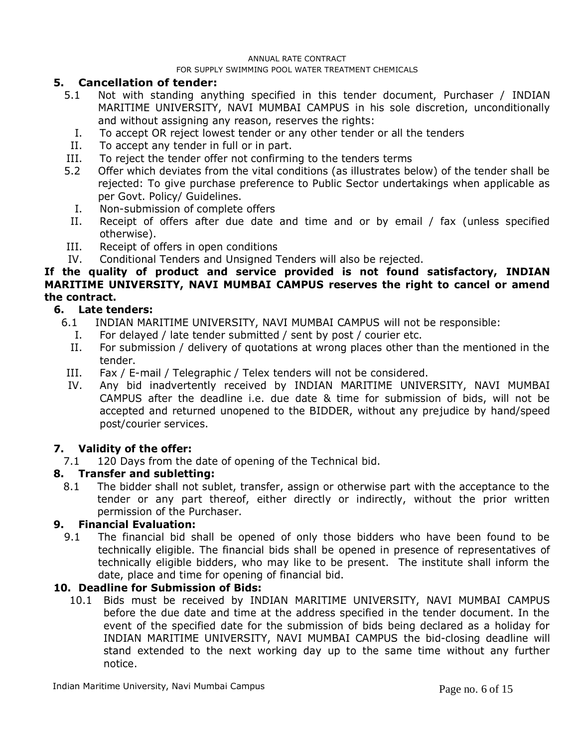## 5. Cancellation of tender:

5.1 Not with standing anything specified in this tender document, Purchaser / INDIAN MARITIME UNIVERSITY, NAVI MUMBAI CAMPUS in his sole discretion, unconditionally and without assigning any reason, reserves the rights:

I. To accept OR reject lowest tender or any other tender or all the tenders
II. To accept any tender in full or in part.
III. To reject the tender offer not confirming to the tenders terms

5.2 Offer which deviates from the vital conditions (as illustrates below) of the tender shall be rejected: To give purchase preference to Public Sector undertakings when applicable as per Govt. Policy/ Guidelines.

I. Non-submission of complete offers
II. Receipt of offers after due date and time and or by email / fax (unless specified otherwise).
III. Receipt of offers in open conditions
IV. Conditional Tenders and Unsigned Tenders will also be rejected.

**If the quality of product and service provided is not found satisfactory, INDIAN MARITIME UNIVERSITY, NAVI MUMBAI CAMPUS reserves the right to cancel or amend the contract.**

## 6. Late tenders:

6.1 INDIAN MARITIME UNIVERSITY, NAVI MUMBAI CAMPUS will not be responsible:

I. For delayed / late tender submitted / sent by post / courier etc.
II. For submission / delivery of quotations at wrong places other than the mentioned in the tender.
III. Fax / E-mail / Telegraphic / Telex tenders will not be considered.
IV. Any bid inadvertently received by INDIAN MARITIME UNIVERSITY, NAVI MUMBAI CAMPUS after the deadline i.e. due date & time for submission of bids, will not be accepted and returned unopened to the BIDDER, without any prejudice by hand/speed post/courier services.

## 7. Validity of the offer:

7.1 120 Days from the date of opening of the Technical bid.

## 8. Transfer and subletting:

8.1 The bidder shall not sublet, transfer, assign or otherwise part with the acceptance to the tender or any part thereof, either directly or indirectly, without the prior written permission of the Purchaser.

## 9. Financial Evaluation:

9.1 The financial bid shall be opened of only those bidders who have been found to be technically eligible. The financial bids shall be opened in presence of representatives of technically eligible bidders, who may like to be present. The institute shall inform the date, place and time for opening of financial bid.

## 10. Deadline for Submission of Bids:

10.1 Bids must be received by INDIAN MARITIME UNIVERSITY, NAVI MUMBAI CAMPUS before the due date and time at the address specified in the tender document. In the event of the specified date for the submission of bids being declared as a holiday for INDIAN MARITIME UNIVERSITY, NAVI MUMBAI CAMPUS the bid-closing deadline will stand extended to the next working day up to the same time without any further notice.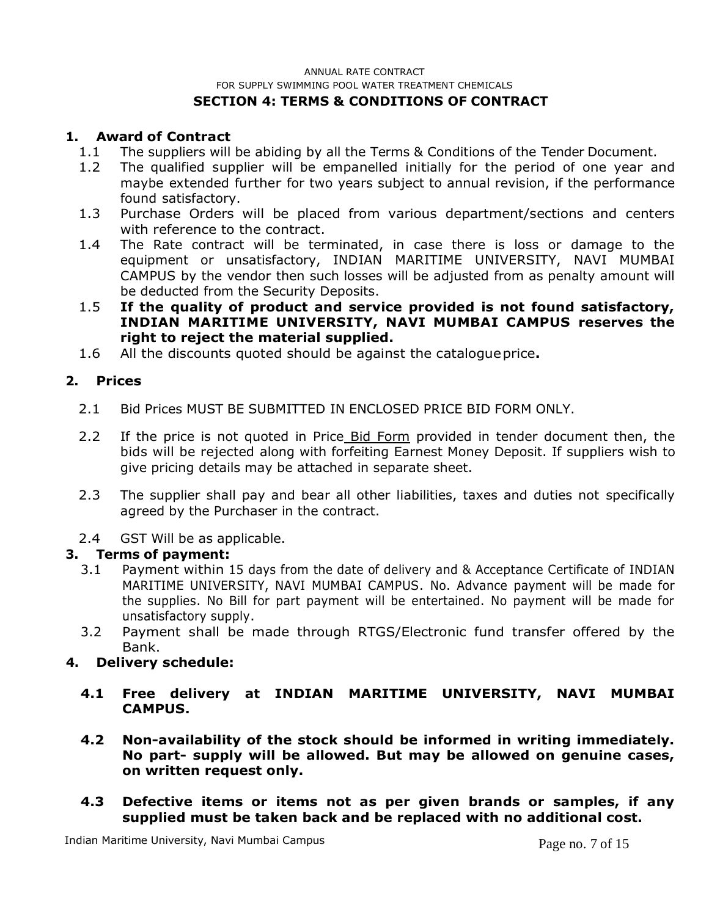ANNUAL RATE CONTRACT

FOR SUPPLY SWIMMING POOL WATER TREATMENT CHEMICALS

## SECTION 4: TERMS & CONDITIONS OF CONTRACT

### 1. Award of Contract

1.1 The suppliers will be abiding by all the Terms & Conditions of the Tender Document.

1.2 The qualified supplier will be empanelled initially for the period of one year and maybe extended further for two years subject to annual revision, if the performance found satisfactory.

1.3 Purchase Orders will be placed from various department/sections and centers with reference to the contract.

1.4 The Rate contract will be terminated, in case there is loss or damage to the equipment or unsatisfactory, INDIAN MARITIME UNIVERSITY, NAVI MUMBAI CAMPUS by the vendor then such losses will be adjusted from as penalty amount will be deducted from the Security Deposits.

1.5 **If the quality of product and service provided is not found satisfactory, INDIAN MARITIME UNIVERSITY, NAVI MUMBAI CAMPUS reserves the right to reject the material supplied.**

1.6 All the discounts quoted should be against the catalogue price**.**

### 2. Prices

2.1 Bid Prices MUST BE SUBMITTED IN ENCLOSED PRICE BID FORM ONLY.

2.2 If the price is not quoted in Price Bid Form provided in tender document then, the bids will be rejected along with forfeiting Earnest Money Deposit. If suppliers wish to give pricing details may be attached in separate sheet.

2.3 The supplier shall pay and bear all other liabilities, taxes and duties not specifically agreed by the Purchaser in the contract.

2.4 GST Will be as applicable.

### 3. Terms of payment:

3.1 Payment within 15 days from the date of delivery and & Acceptance Certificate of INDIAN MARITIME UNIVERSITY, NAVI MUMBAI CAMPUS. No. Advance payment will be made for the supplies. No Bill for part payment will be entertained. No payment will be made for unsatisfactory supply.

3.2 Payment shall be made through RTGS/Electronic fund transfer offered by the Bank.

### 4. Delivery schedule:

**4.1 Free delivery at INDIAN MARITIME UNIVERSITY, NAVI MUMBAI CAMPUS.**

**4.2 Non-availability of the stock should be informed in writing immediately. No part- supply will be allowed. But may be allowed on genuine cases, on written request only.**

**4.3 Defective items or items not as per given brands or samples, if any supplied must be taken back and be replaced with no additional cost.**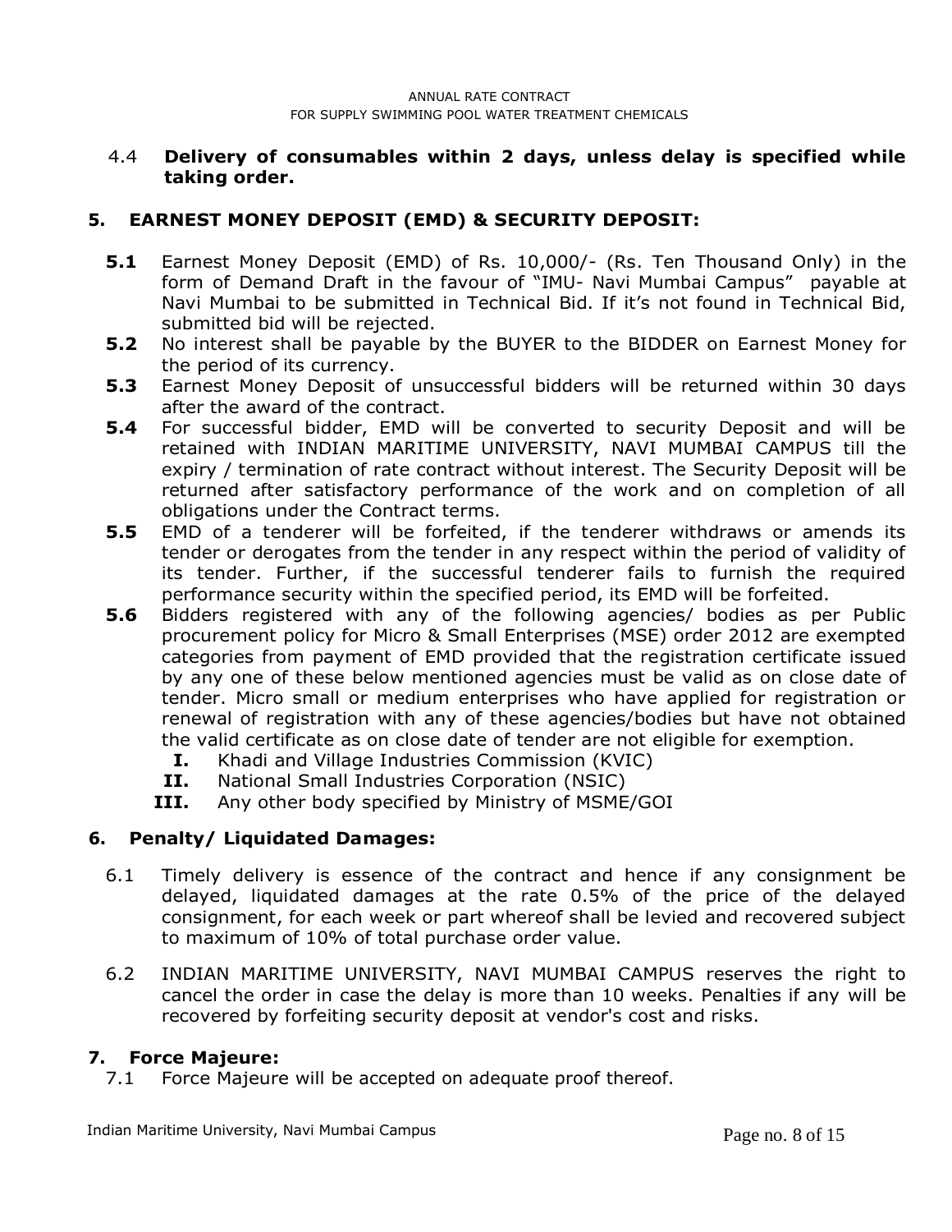4.4 **Delivery of consumables within 2 days, unless delay is specified while taking order.**

## 5. EARNEST MONEY DEPOSIT (EMD) & SECURITY DEPOSIT:

**5.1** Earnest Money Deposit (EMD) of Rs. 10,000/- (Rs. Ten Thousand Only) in the form of Demand Draft in the favour of "IMU- Navi Mumbai Campus" payable at Navi Mumbai to be submitted in Technical Bid. If it's not found in Technical Bid, submitted bid will be rejected.

**5.2** No interest shall be payable by the BUYER to the BIDDER on Earnest Money for the period of its currency.

**5.3** Earnest Money Deposit of unsuccessful bidders will be returned within 30 days after the award of the contract.

**5.4** For successful bidder, EMD will be converted to security Deposit and will be retained with INDIAN MARITIME UNIVERSITY, NAVI MUMBAI CAMPUS till the expiry / termination of rate contract without interest. The Security Deposit will be returned after satisfactory performance of the work and on completion of all obligations under the Contract terms.

**5.5** EMD of a tenderer will be forfeited, if the tenderer withdraws or amends its tender or derogates from the tender in any respect within the period of validity of its tender. Further, if the successful tenderer fails to furnish the required performance security within the specified period, its EMD will be forfeited.

**5.6** Bidders registered with any of the following agencies/ bodies as per Public procurement policy for Micro & Small Enterprises (MSE) order 2012 are exempted categories from payment of EMD provided that the registration certificate issued by any one of these below mentioned agencies must be valid as on close date of tender. Micro small or medium enterprises who have applied for registration or renewal of registration with any of these agencies/bodies but have not obtained the valid certificate as on close date of tender are not eligible for exemption.

- **I.** Khadi and Village Industries Commission (KVIC)
- **II.** National Small Industries Corporation (NSIC)
- **III.** Any other body specified by Ministry of MSME/GOI

## 6. Penalty/ Liquidated Damages:

6.1 Timely delivery is essence of the contract and hence if any consignment be delayed, liquidated damages at the rate 0.5% of the price of the delayed consignment, for each week or part whereof shall be levied and recovered subject to maximum of 10% of total purchase order value.

6.2 INDIAN MARITIME UNIVERSITY, NAVI MUMBAI CAMPUS reserves the right to cancel the order in case the delay is more than 10 weeks. Penalties if any will be recovered by forfeiting security deposit at vendor's cost and risks.

## 7. Force Majeure:

7.1 Force Majeure will be accepted on adequate proof thereof.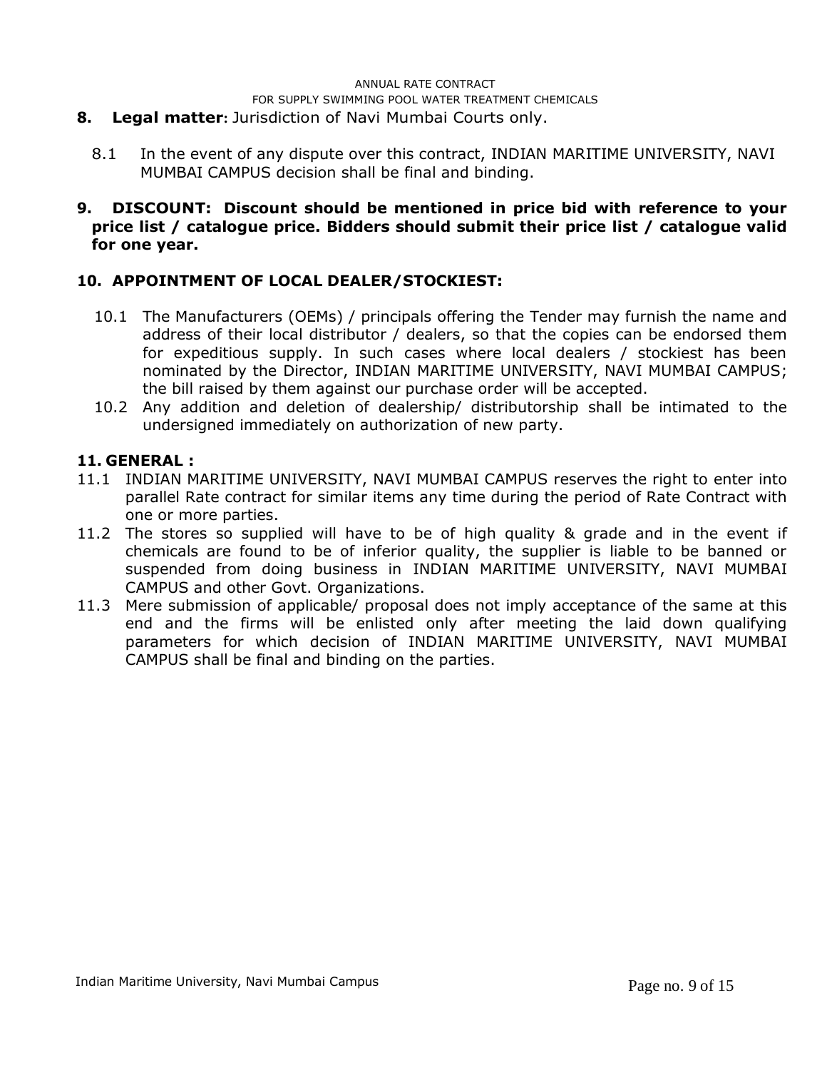**8. Legal matter:** Jurisdiction of Navi Mumbai Courts only.

8.1 In the event of any dispute over this contract, INDIAN MARITIME UNIVERSITY, NAVI MUMBAI CAMPUS decision shall be final and binding.

**9. DISCOUNT: Discount should be mentioned in price bid with reference to your price list / catalogue price. Bidders should submit their price list / catalogue valid for one year.**

**10. APPOINTMENT OF LOCAL DEALER/STOCKIEST:**

10.1 The Manufacturers (OEMs) / principals offering the Tender may furnish the name and address of their local distributor / dealers, so that the copies can be endorsed them for expeditious supply. In such cases where local dealers / stockiest has been nominated by the Director, INDIAN MARITIME UNIVERSITY, NAVI MUMBAI CAMPUS; the bill raised by them against our purchase order will be accepted.

10.2 Any addition and deletion of dealership/ distributorship shall be intimated to the undersigned immediately on authorization of new party.

**11. GENERAL :**

11.1 INDIAN MARITIME UNIVERSITY, NAVI MUMBAI CAMPUS reserves the right to enter into parallel Rate contract for similar items any time during the period of Rate Contract with one or more parties.

11.2 The stores so supplied will have to be of high quality & grade and in the event if chemicals are found to be of inferior quality, the supplier is liable to be banned or suspended from doing business in INDIAN MARITIME UNIVERSITY, NAVI MUMBAI CAMPUS and other Govt. Organizations.

11.3 Mere submission of applicable/ proposal does not imply acceptance of the same at this end and the firms will be enlisted only after meeting the laid down qualifying parameters for which decision of INDIAN MARITIME UNIVERSITY, NAVI MUMBAI CAMPUS shall be final and binding on the parties.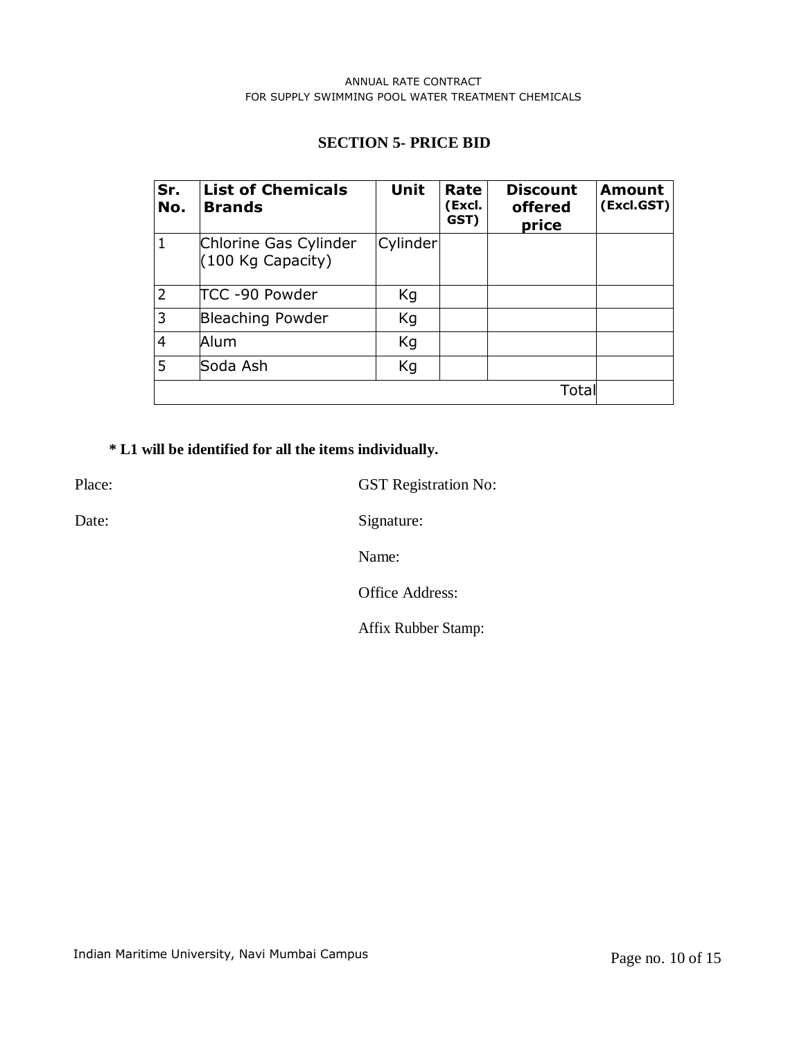## SECTION 5- PRICE BID

| Sr. No. | List of Chemicals Brands | Unit | Rate (Excl. GST) | Discount offered price | Amount (Excl.GST) |
|---|---|---|---|---|---|
| 1 | Chlorine Gas Cylinder (100 Kg Capacity) | Cylinder | | | |
| 2 | TCC -90 Powder | Kg | | | |
| 3 | Bleaching Powder | Kg | | | |
| 4 | Alum | Kg | | | |
| 5 | Soda Ash | Kg | | | |
| | | | | Total | |

**\* L1 will be identified for all the items individually.**

Place:

Date:

GST Registration No:

Signature:

Name:

Office Address:

Affix Rubber Stamp: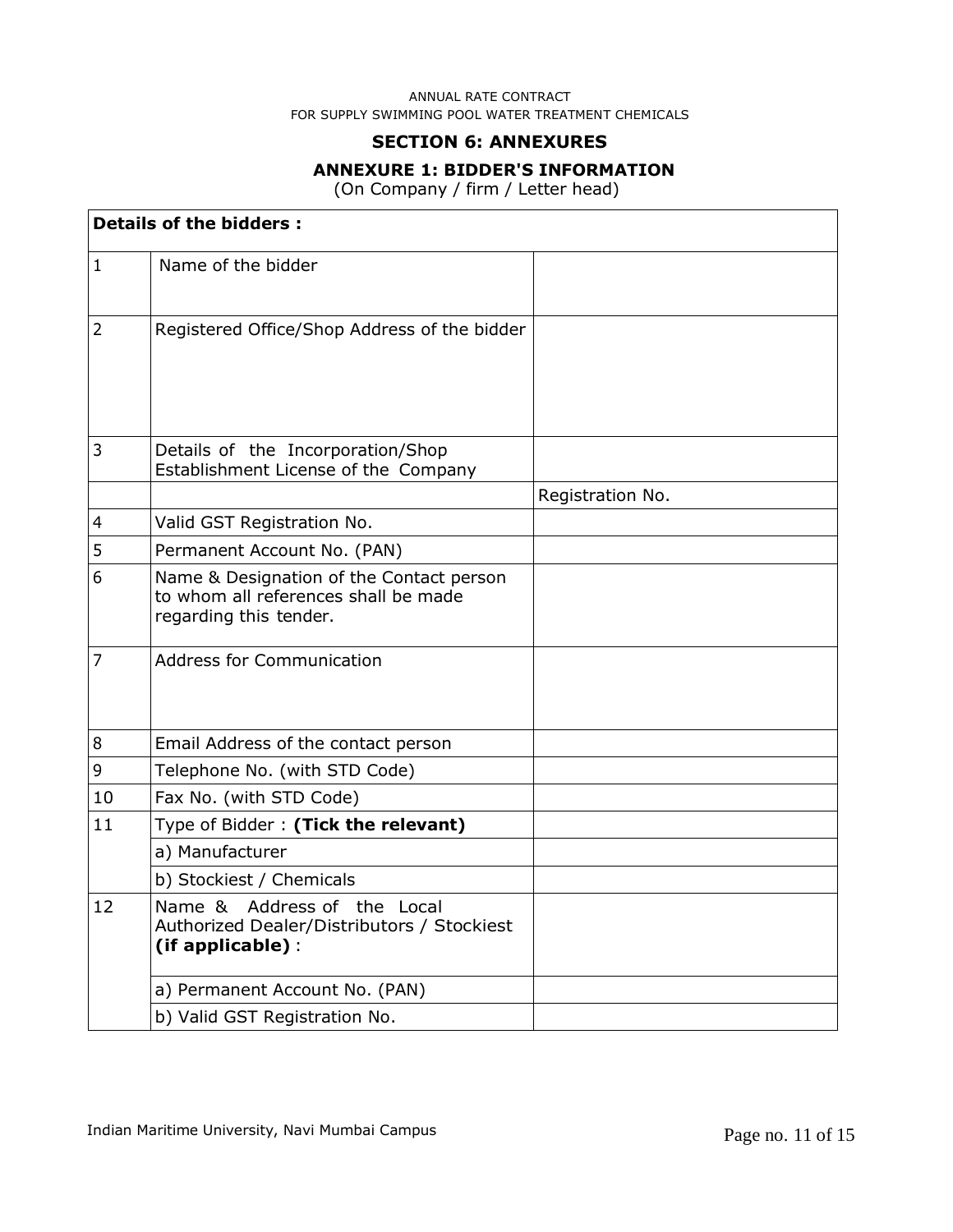ANNUAL RATE CONTRACT
FOR SUPPLY SWIMMING POOL WATER TREATMENT CHEMICALS

## SECTION 6: ANNEXURES

### ANNEXURE 1: BIDDER'S INFORMATION

(On Company / firm / Letter head)

| **Details of the bidders :** | | |
|---|---|---|
| 1 | Name of the bidder | |
| 2 | Registered Office/Shop Address of the bidder | |
| 3 | Details of the Incorporation/Shop Establishment License of the Company | |
| | | Registration No. |
| 4 | Valid GST Registration No. | |
| 5 | Permanent Account No. (PAN) | |
| 6 | Name & Designation of the Contact person to whom all references shall be made regarding this tender. | |
| 7 | Address for Communication | |
| 8 | Email Address of the contact person | |
| 9 | Telephone No. (with STD Code) | |
| 10 | Fax No. (with STD Code) | |
| 11 | Type of Bidder : **(Tick the relevant)** | |
| | a) Manufacturer | |
| | b) Stockiest / Chemicals | |
| 12 | Name & Address of the Local Authorized Dealer/Distributors / Stockiest **(if applicable)** : | |
| | a) Permanent Account No. (PAN) | |
| | b) Valid GST Registration No. | |

Indian Maritime University, Navi Mumbai Campus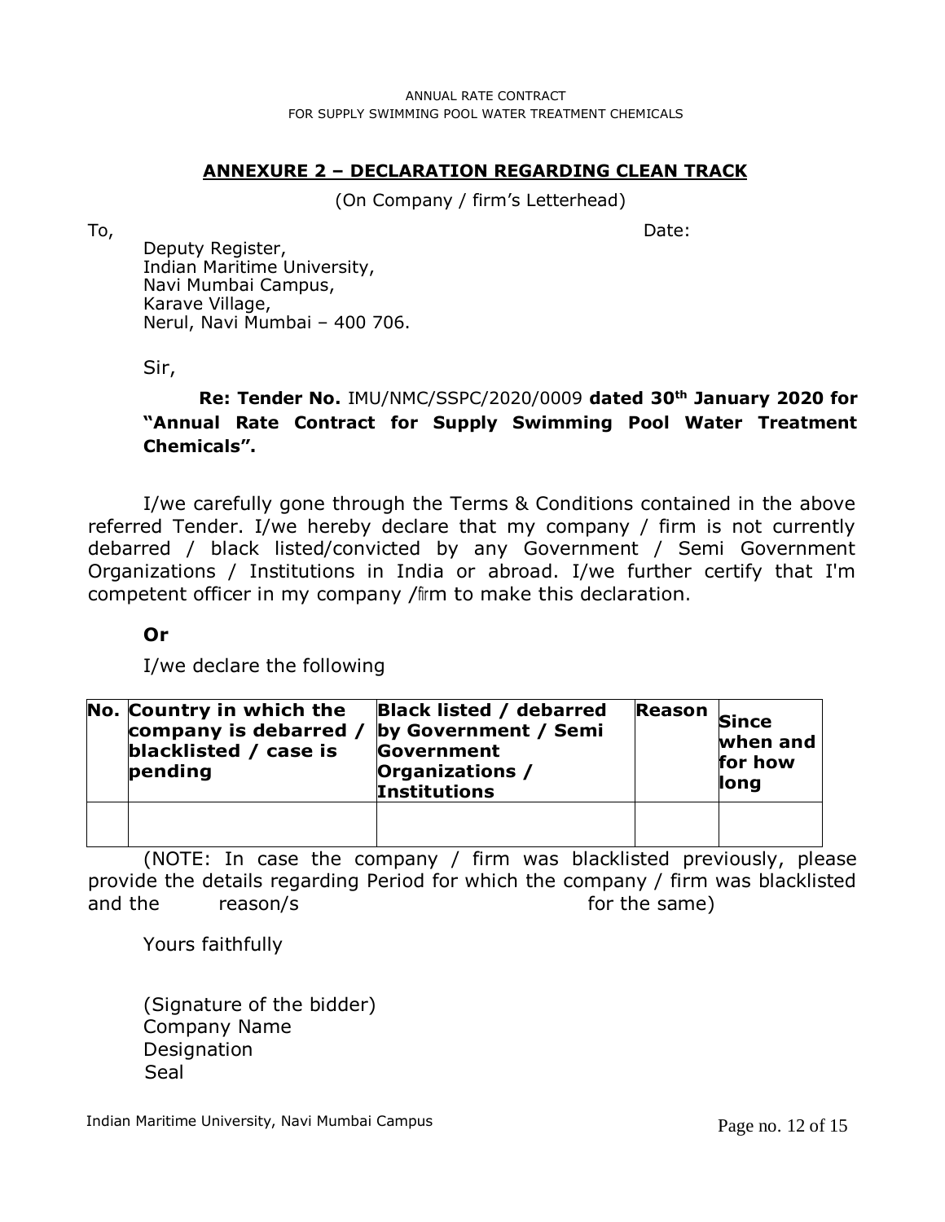## ANNEXURE 2 – DECLARATION REGARDING CLEAN TRACK

(On Company / firm's Letterhead)

To, Date:

Deputy Register,
Indian Maritime University,
Navi Mumbai Campus,
Karave Village,
Nerul, Navi Mumbai – 400 706.

Sir,

**Re: Tender No.** IMU/NMC/SSPC/2020/0009 **dated 30th January 2020 for "Annual Rate Contract for Supply Swimming Pool Water Treatment Chemicals".**

I/we carefully gone through the Terms & Conditions contained in the above referred Tender. I/we hereby declare that my company / firm is not currently debarred / black listed/convicted by any Government / Semi Government Organizations / Institutions in India or abroad. I/we further certify that I'm competent officer in my company /firm to make this declaration.

**Or**

I/we declare the following

| No. | Country in which the company is debarred / blacklisted / case is pending | Black listed / debarred by Government / Semi Government Organizations / Institutions | Reason | Since when and for how long |
|---|---|---|---|---|
| | | | | |

(NOTE: In case the company / firm was blacklisted previously, please provide the details regarding Period for which the company / firm was blacklisted and the reason/s for the same)

Yours faithfully

(Signature of the bidder)
Company Name
Designation
Seal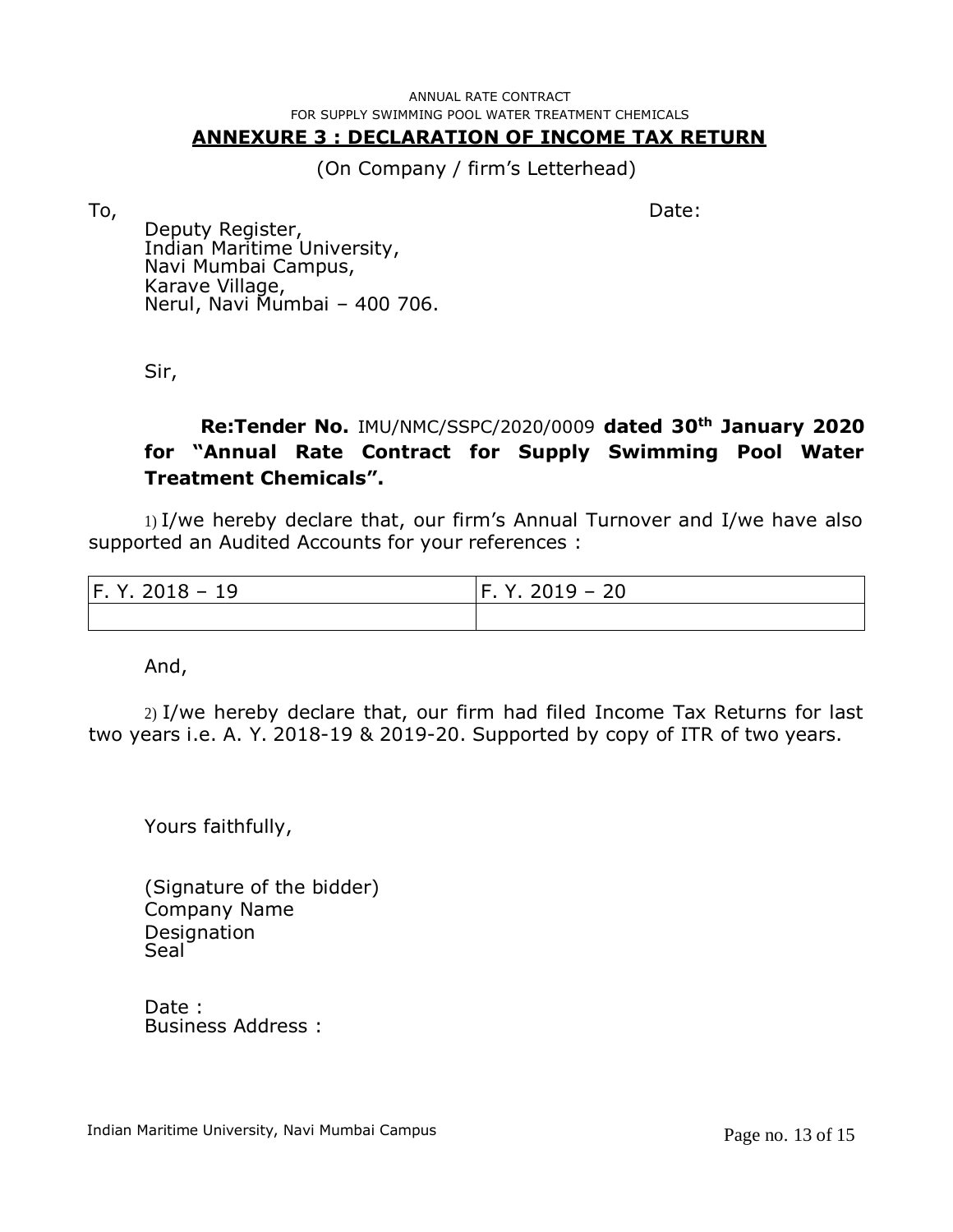ANNUAL RATE CONTRACT
FOR SUPPLY SWIMMING POOL WATER TREATMENT CHEMICALS

## ANNEXURE 3 : DECLARATION OF INCOME TAX RETURN

(On Company / firm's Letterhead)

To, Date:

Deputy Register,
Indian Maritime University,
Navi Mumbai Campus,
Karave Village,
Nerul, Navi Mumbai – 400 706.

Sir,

**Re:Tender No.** IMU/NMC/SSPC/2020/0009 **dated 30th January 2020 for "Annual Rate Contract for Supply Swimming Pool Water Treatment Chemicals".**

1) I/we hereby declare that, our firm's Annual Turnover and I/we have also supported an Audited Accounts for your references :

| F. Y. 2018 – 19 | F. Y. 2019 – 20 |
|---|---|
| | |

And,

2) I/we hereby declare that, our firm had filed Income Tax Returns for last two years i.e. A. Y. 2018-19 & 2019-20. Supported by copy of ITR of two years.

Yours faithfully,

(Signature of the bidder)
Company Name
Designation
Seal

Date :
Business Address :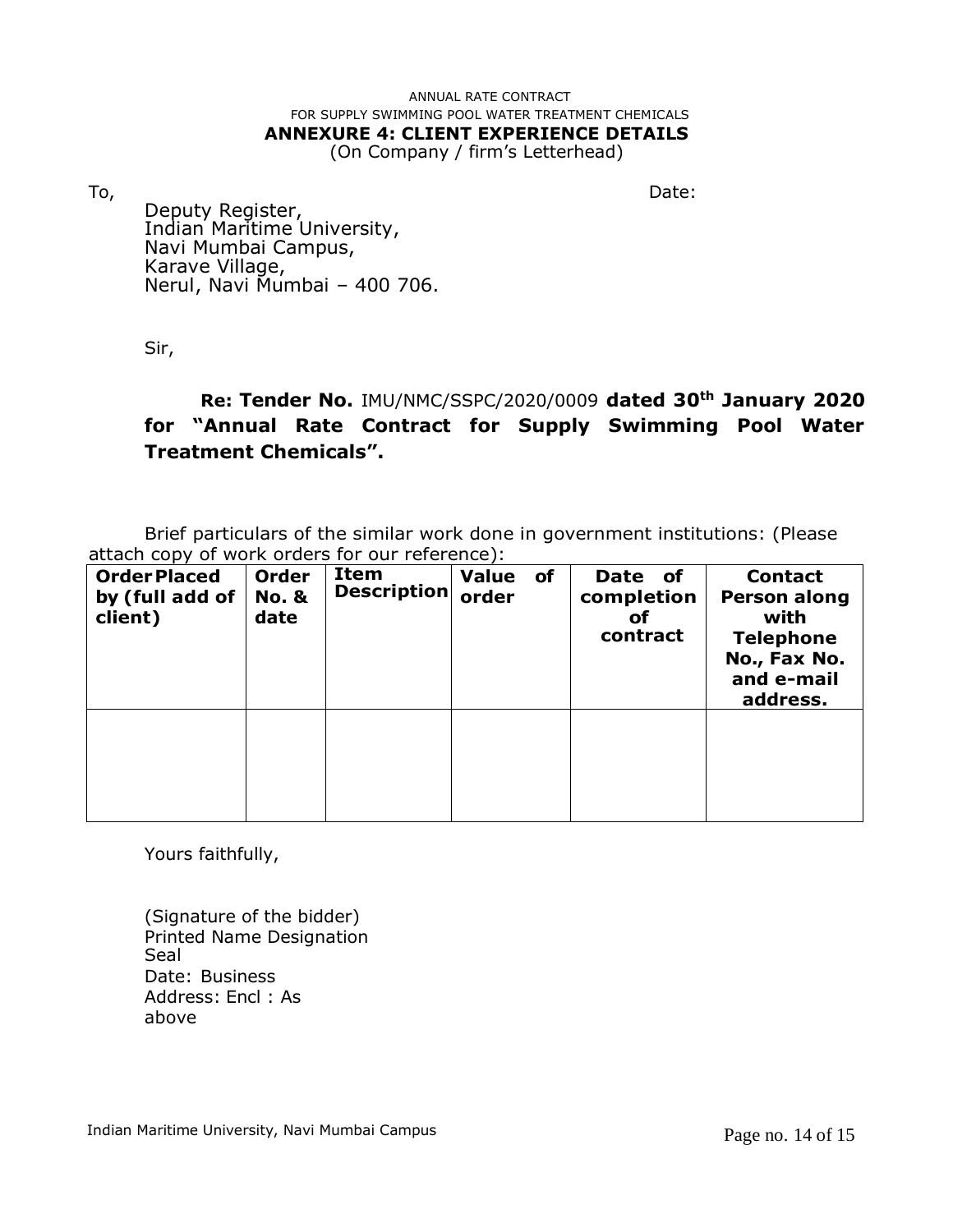ANNUAL RATE CONTRACT
FOR SUPPLY SWIMMING POOL WATER TREATMENT CHEMICALS

## ANNEXURE 4: CLIENT EXPERIENCE DETAILS

(On Company / firm's Letterhead)

To, Date:

Deputy Register,
Indian Maritime University,
Navi Mumbai Campus,
Karave Village,
Nerul, Navi Mumbai – 400 706.

Sir,

**Re: Tender No.** IMU/NMC/SSPC/2020/0009 **dated 30th January 2020 for "Annual Rate Contract for Supply Swimming Pool Water Treatment Chemicals".**

Brief particulars of the similar work done in government institutions: (Please attach copy of work orders for our reference):

| Order Placed by (full add of client) | Order No. & date | Item Description | Value of order | Date of completion of contract | Contact Person along with Telephone No., Fax No. and e-mail address. |
|---|---|---|---|---|---|
| | | | | | |

Yours faithfully,

(Signature of the bidder)
Printed Name Designation
Seal
Date: Business
Address: Encl : As
above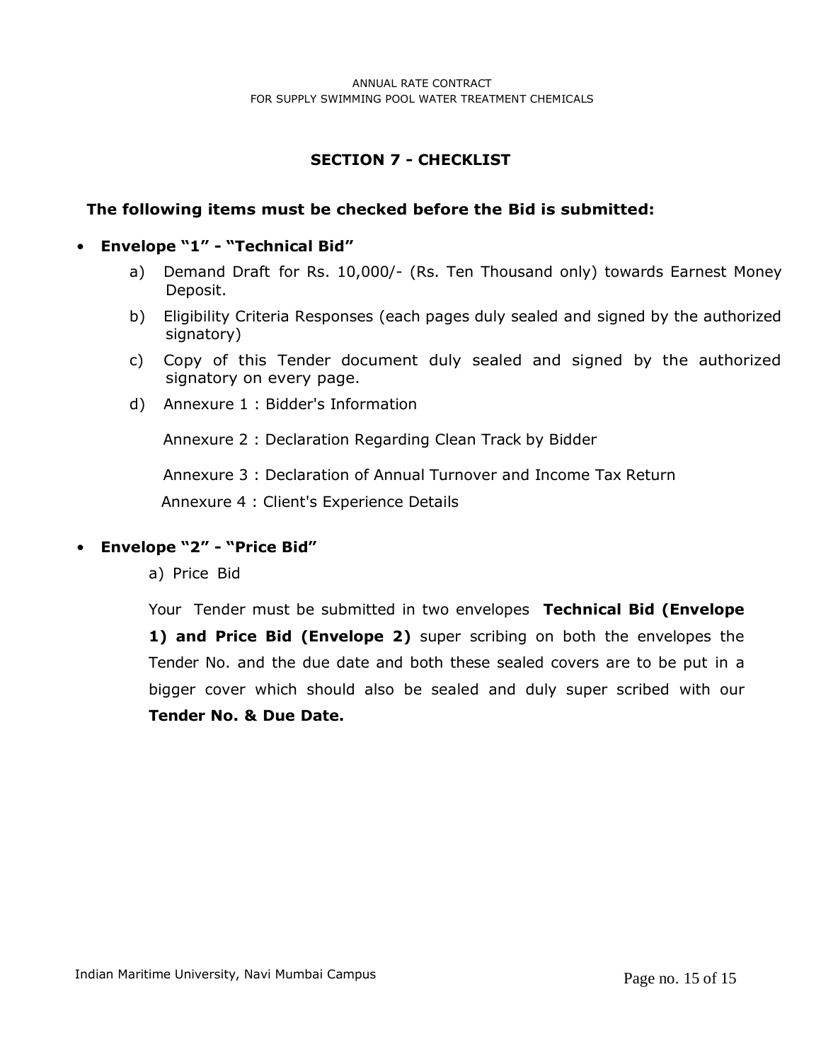## SECTION 7 - CHECKLIST

**The following items must be checked before the Bid is submitted:**

- **Envelope "1" - "Technical Bid"**
  - a) Demand Draft for Rs. 10,000/- (Rs. Ten Thousand only) towards Earnest Money Deposit.
  - b) Eligibility Criteria Responses (each pages duly sealed and signed by the authorized signatory)
  - c) Copy of this Tender document duly sealed and signed by the authorized signatory on every page.
  - d) Annexure 1 : Bidder's Information

    Annexure 2 : Declaration Regarding Clean Track by Bidder

    Annexure 3 : Declaration of Annual Turnover and Income Tax Return

    Annexure 4 : Client's Experience Details

- **Envelope "2" - "Price Bid"**
  - a) Price Bid

  Your Tender must be submitted in two envelopes **Technical Bid (Envelope 1) and Price Bid (Envelope 2)** super scribing on both the envelopes the Tender No. and the due date and both these sealed covers are to be put in a bigger cover which should also be sealed and duly super scribed with our **Tender No. & Due Date.**